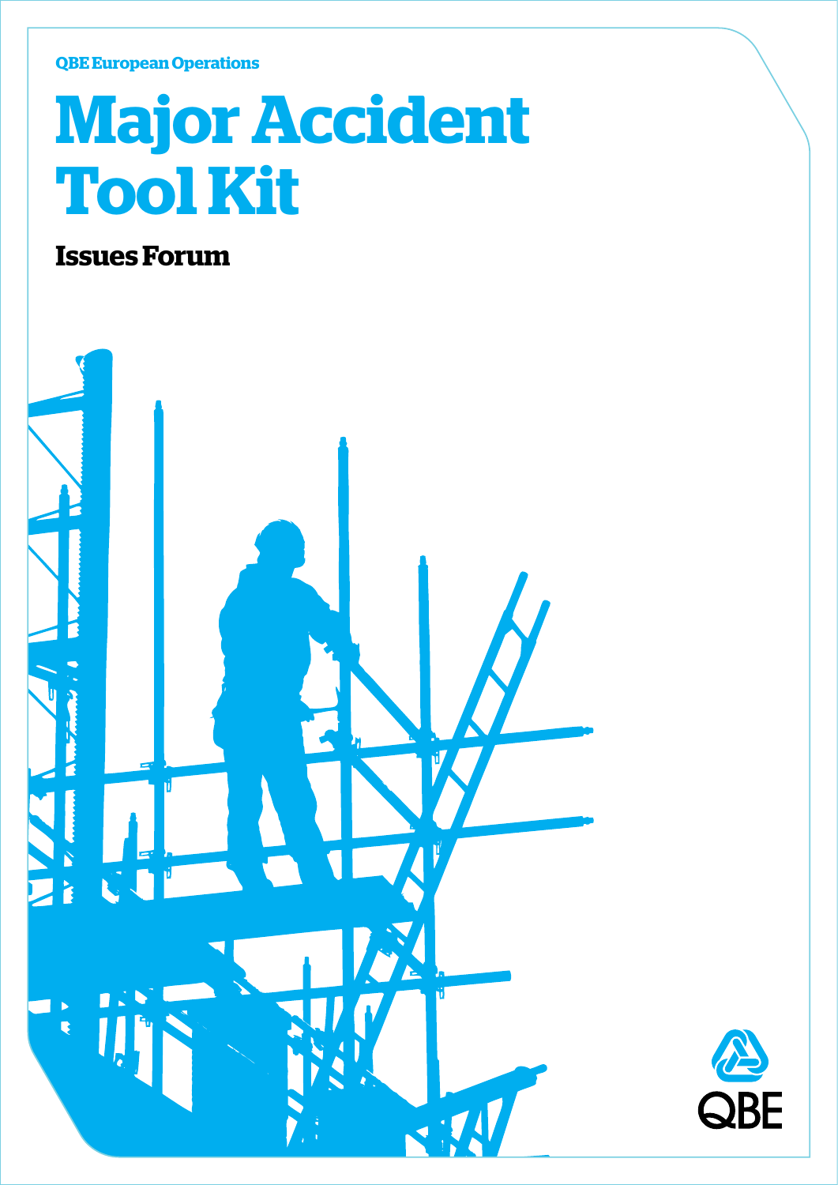QBE European Operations

# Major Accident Tool Kit

## Issues Forum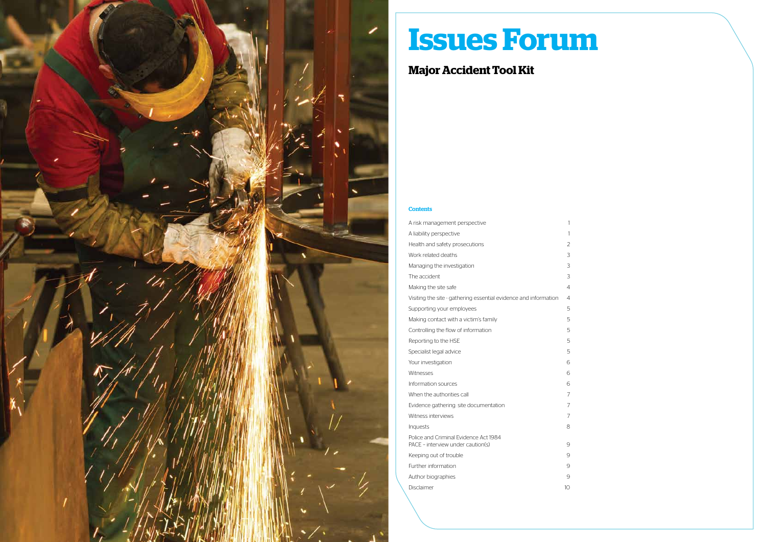# Issues Forum

## Major Accident Tool Kit

### Contents

| | |
|---|---|
| A risk management perspective | 1 |
| A liability perspective | 1 |
| Health and safety prosecutions | 2 |
| Work related deaths | 3 |
| Managing the investigation | 3 |
| The accident | 3 |
| Making the site safe | 4 |
| Visiting the site - gathering essential evidence and information | 4 |
| Supporting your employees | 5 |
| Making contact with a victim's family | 5 |
| Controlling the flow of information | 5 |
| Reporting to the HSE | 5 |
| Specialist legal advice | 5 |
| Your investigation | 6 |
| Witnesses | 6 |
| Information sources | 6 |
| When the authorities call | 7 |
| Evidence gathering: site documentation | 7 |
| Witness interviews | 7 |
| Inquests | 8 |
| Police and Criminal Evidence Act 1984 PACE – interview under caution(s) | 9 |
| Keeping out of trouble | 9 |
| Further information | 9 |
| Author biographies | 9 |
| Disclaimer | 10 |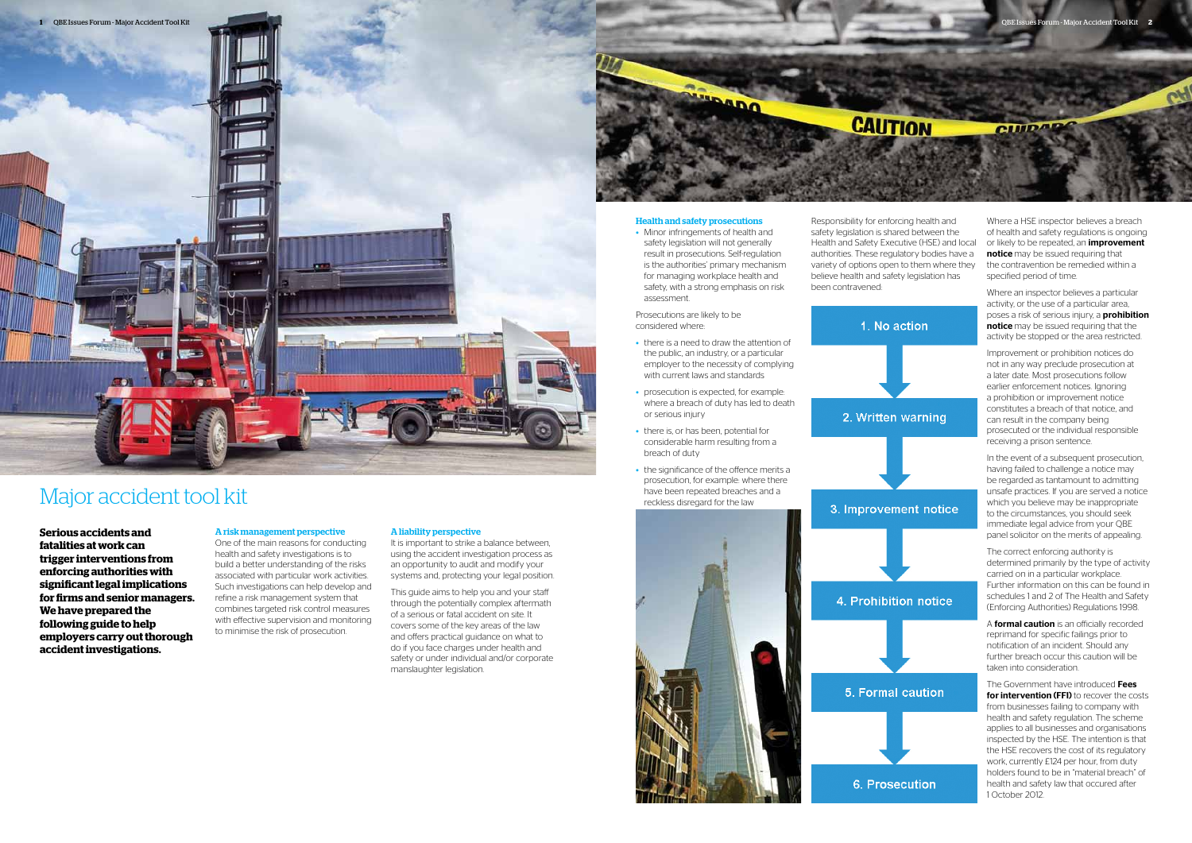# Major accident tool kit

**Serious accidents and fatalities at work can trigger interventions from enforcing authorities with significant legal implications for firms and senior managers. We have prepared the following guide to help employers carry out thorough accident investigations.**

### A risk management perspective

One of the main reasons for conducting health and safety investigations is to build a better understanding of the risks associated with particular work activities. Such investigations can help develop and refine a risk management system that combines targeted risk control measures with effective supervision and monitoring to minimise the risk of prosecution.

### A liability perspective

It is important to strike a balance between, using the accident investigation process as an opportunity to audit and modify your systems and, protecting your legal position.

This guide aims to help you and your staff through the potentially complex aftermath of a serious or fatal accident on site. It covers some of the key areas of the law and offers practical guidance on what to do if you face charges under health and safety or under individual and/or corporate manslaughter legislation.

### Health and safety prosecutions

- Minor infringements of health and safety legislation will not generally result in prosecutions. Self-regulation is the authorities' primary mechanism for managing workplace health and safety, with a strong emphasis on risk assessment.

Prosecutions are likely to be considered where:

- there is a need to draw the attention of the public, an industry, or a particular employer to the necessity of complying with current laws and standards
- prosecution is expected, for example: where a breach of duty has led to death or serious injury
- there is, or has been, potential for considerable harm resulting from a breach of duty
- the significance of the offence merits a prosecution, for example: where there have been repeated breaches and a reckless disregard for the law

Responsibility for enforcing health and safety legislation is shared between the Health and Safety Executive (HSE) and local authorities. These regulatory bodies have a variety of options open to them where they believe health and safety legislation has been contravened:

1. No action
2. Written warning
3. Improvement notice
4. Prohibition notice
5. Formal caution
6. Prosecution

Where a HSE inspector believes a breach of health and safety regulations is ongoing or likely to be repeated, an **improvement notice** may be issued requiring that the contravention be remedied within a specified period of time.

Where an inspector believes a particular activity, or the use of a particular area, poses a risk of serious injury, a **prohibition notice** may be issued requiring that the activity be stopped or the area restricted.

Improvement or prohibition notices do not in any way preclude prosecution at a later date. Most prosecutions follow earlier enforcement notices. Ignoring a prohibition or improvement notice constitutes a breach of that notice, and can result in the company being prosecuted or the individual responsible receiving a prison sentence.

In the event of a subsequent prosecution, having failed to challenge a notice may be regarded as tantamount to admitting unsafe practices. If you are served a notice which you believe may be inappropriate to the circumstances, you should seek immediate legal advice from your QBE panel solicitor on the merits of appealing.

The correct enforcing authority is determined primarily by the type of activity carried on in a particular workplace. Further information on this can be found in schedules 1 and 2 of The Health and Safety (Enforcing Authorities) Regulations 1998.

A **formal caution** is an officially recorded reprimand for specific failings prior to notification of an incident. Should any further breach occur this caution will be taken into consideration.

The Government have introduced **Fees for intervention (FFI)** to recover the costs from businesses failing to company with health and safety regulation. The scheme applies to all businesses and organisations inspected by the HSE. The intention is that the HSE recovers the cost of its regulatory work, currently £124 per hour, from duty holders found to be in "material breach" of health and safety law that occured after 1 October 2012.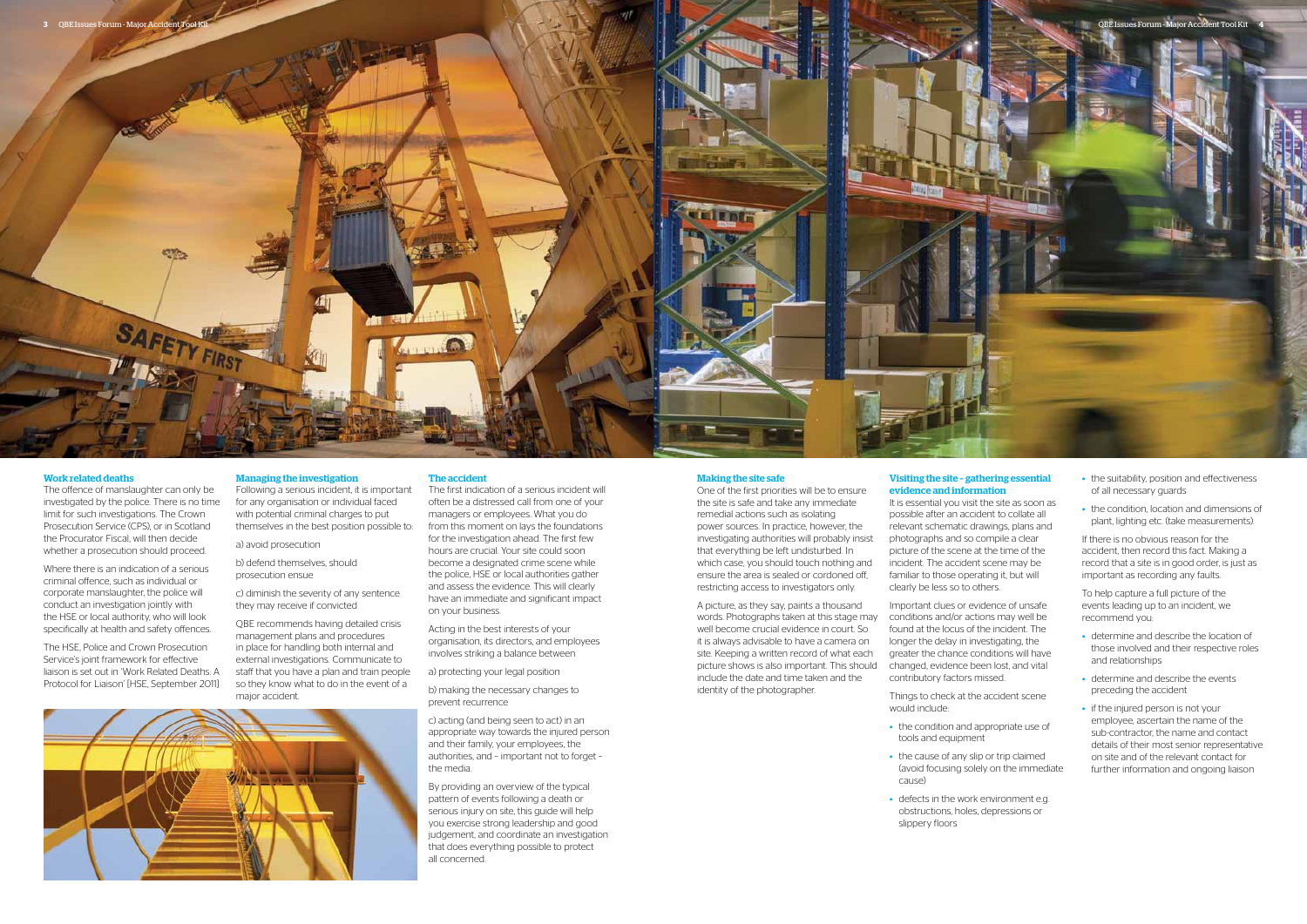## Work related deaths

The offence of manslaughter can only be investigated by the police. There is no time limit for such investigations. The Crown Prosecution Service (CPS), or in Scotland the Procurator Fiscal, will then decide whether a prosecution should proceed.

Where there is an indication of a serious criminal offence, such as individual or corporate manslaughter, the police will conduct an investigation jointly with the HSE or local authority, who will look specifically at health and safety offences.

The HSE, Police and Crown Prosecution Service's joint framework for effective liaison is set out in 'Work Related Deaths: A Protocol for Liaison' (HSE, September 2011)

## Managing the investigation

Following a serious incident, it is important for any organisation or individual faced with potential criminal charges to put themselves in the best position possible to:

a) avoid prosecution

b) defend themselves, should prosecution ensue

c) diminish the severity of any sentence they may receive if convicted

QBE recommends having detailed crisis management plans and procedures in place for handling both internal and external investigations. Communicate to staff that you have a plan and train people so they know what to do in the event of a major accident.

## The accident

The first indication of a serious incident will often be a distressed call from one of your managers or employees. What you do from this moment on lays the foundations for the investigation ahead. The first few hours are crucial. Your site could soon become a designated crime scene while the police, HSE or local authorities gather and assess the evidence. This will clearly have an immediate and significant impact on your business.

Acting in the best interests of your organisation, its directors, and employees involves striking a balance between

a) protecting your legal position

b) making the necessary changes to prevent recurrence

c) acting (and being seen to act) in an appropriate way towards the injured person and their family, your employees, the authorities, and – important not to forget – the media.

By providing an overview of the typical pattern of events following a death or serious injury on site, this guide will help you exercise strong leadership and good judgement, and coordinate an investigation that does everything possible to protect all concerned.

## Making the site safe

One of the first priorities will be to ensure the site is safe and take any immediate remedial actions such as isolating power sources. In practice, however, the investigating authorities will probably insist that everything be left undisturbed. In which case, you should touch nothing and ensure the area is sealed or cordoned off, restricting access to investigators only.

A picture, as they say, paints a thousand words. Photographs taken at this stage may well become crucial evidence in court. So it is always advisable to have a camera on site. Keeping a written record of what each picture shows is also important. This should include the date and time taken and the identity of the photographer.

## Visiting the site – gathering essential evidence and information

It is essential you visit the site as soon as possible after an accident to collate all relevant schematic drawings, plans and photographs and so compile a clear picture of the scene at the time of the incident. The accident scene may be familiar to those operating it, but will clearly be less so to others.

Important clues or evidence of unsafe conditions and/or actions may well be found at the locus of the incident. The longer the delay in investigating, the greater the chance conditions will have changed, evidence been lost, and vital contributory factors missed.

Things to check at the accident scene would include:

- the condition and appropriate use of tools and equipment
- the cause of any slip or trip claimed (avoid focusing solely on the immediate cause)
- defects in the work environment e.g. obstructions, holes, depressions or slippery floors
- the suitability, position and effectiveness of all necessary guards
- the condition, location and dimensions of plant, lighting etc. (take measurements).

If there is no obvious reason for the accident, then record this fact. Making a record that a site is in good order, is just as important as recording any faults.

To help capture a full picture of the events leading up to an incident, we recommend you:

- determine and describe the location of those involved and their respective roles and relationships
- determine and describe the events preceding the accident
- if the injured person is not your employee, ascertain the name of the sub-contractor, the name and contact details of their most senior representative on site and of the relevant contact for further information and ongoing liaison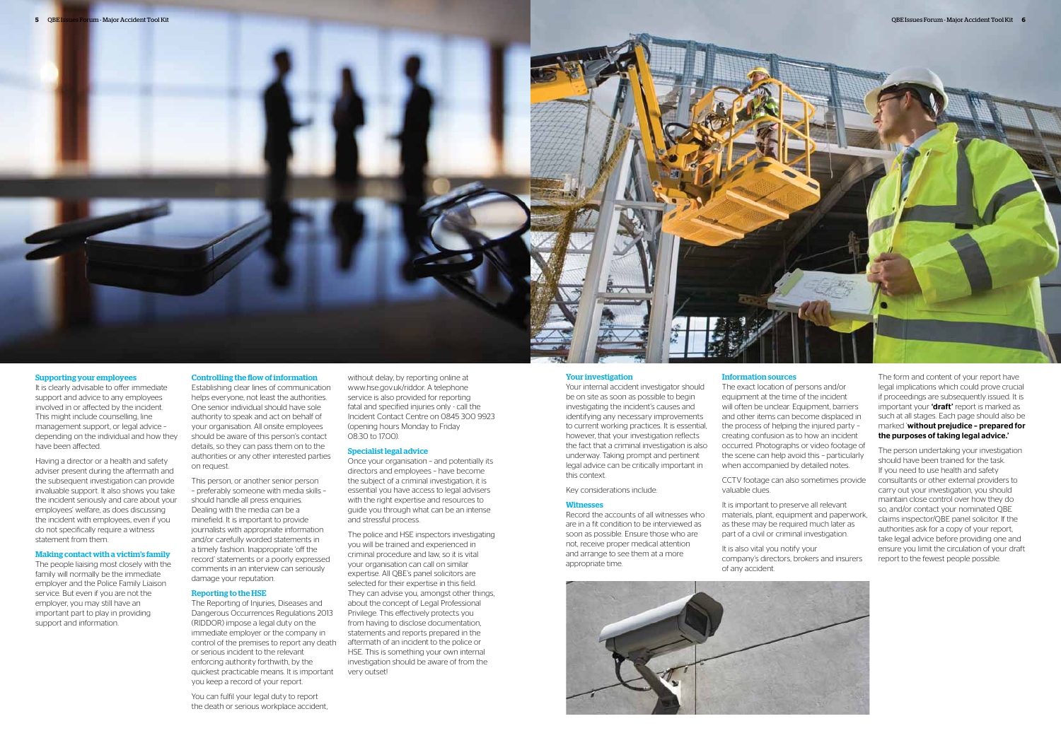### Supporting your employees

It is clearly advisable to offer immediate support and advice to any employees involved in or affected by the incident. This might include counselling, line management support, or legal advice – depending on the individual and how they have been affected.

Having a director or a health and safety adviser present during the aftermath and the subsequent investigation can provide invaluable support. It also shows you take the incident seriously and care about your employees' welfare, as does discussing the incident with employees, even if you do not specifically require a witness statement from them.

### Making contact with a victim's family

The people liaising most closely with the family will normally be the immediate employer and the Police Family Liaison service. But even if you are not the employer, you may still have an important part to play in providing support and information.

### Controlling the flow of information

Establishing clear lines of communication helps everyone, not least the authorities. One senior individual should have sole authority to speak and act on behalf of your organisation. All onsite employees should be aware of this person's contact details, so they can pass them on to the authorities or any other interested parties on request.

This person, or another senior person – preferably someone with media skills – should handle all press enquiries. Dealing with the media can be a minefield. It is important to provide journalists with appropriate information and/or carefully worded statements in a timely fashion. Inappropriate 'off the record' statements or a poorly expressed comments in an interview can seriously damage your reputation.

### Reporting to the HSE

The Reporting of Injuries, Diseases and Dangerous Occurrences Regulations 2013 (RIDDOR) impose a legal duty on the immediate employer or the company in control of the premises to report any death or serious incident to the relevant enforcing authority forthwith, by the quickest practicable means. It is important you keep a record of your report.

You can fulfil your legal duty to report the death or serious workplace accident, without delay, by reporting online at www.hse.gov.uk/riddor. A telephone service is also provided for reporting fatal and specified injuries only - call the Incident Contact Centre on 0845 300 9923 (opening hours Monday to Friday 08.30 to 17.00).

### Specialist legal advice

Once your organisation – and potentially its directors and employees – have become the subject of a criminal investigation, it is essential you have access to legal advisers with the right expertise and resources to guide you through what can be an intense and stressful process.

The police and HSE inspectors investigating you will be trained and experienced in criminal procedure and law, so it is vital your organisation can call on similar expertise. All QBE's panel solicitors are selected for their expertise in this field. They can advise you, amongst other things, about the concept of Legal Professional Privilege. This effectively protects you from having to disclose documentation, statements and reports prepared in the aftermath of an incident to the police or HSE. This is something your own internal investigation should be aware of from the very outset!

### Your investigation

Your internal accident investigator should be on site as soon as possible to begin investigating the incident's causes and identifying any necessary improvements to current working practices. It is essential, however, that your investigation reflects the fact that a criminal investigation is also underway. Taking prompt and pertinent legal advice can be critically important in this context.

Key considerations include:

### Witnesses

Record the accounts of all witnesses who are in a fit condition to be interviewed as soon as possible. Ensure those who are not, receive proper medical attention and arrange to see them at a more appropriate time.

### Information sources

The exact location of persons and/or equipment at the time of the incident will often be unclear. Equipment, barriers and other items can become displaced in the process of helping the injured party – creating confusion as to how an incident occurred. Photographs or video footage of the scene can help avoid this – particularly when accompanied by detailed notes.

CCTV footage can also sometimes provide valuable clues.

It is important to preserve all relevant materials, plant, equipment and paperwork, as these may be required much later as part of a civil or criminal investigation.

It is also vital you notify your company's directors, brokers and insurers of any accident.

The form and content of your report have legal implications which could prove crucial if proceedings are subsequently issued. It is important your **'draft'** report is marked as such at all stages. Each page should also be marked '**without prejudice – prepared for the purposes of taking legal advice.**'

The person undertaking your investigation should have been trained for the task. If you need to use health and safety consultants or other external providers to carry out your investigation, you should maintain close control over how they do so, and/or contact your nominated QBE claims inspector/QBE panel solicitor. If the authorities ask for a copy of your report, take legal advice before providing one and ensure you limit the circulation of your draft report to the fewest people possible.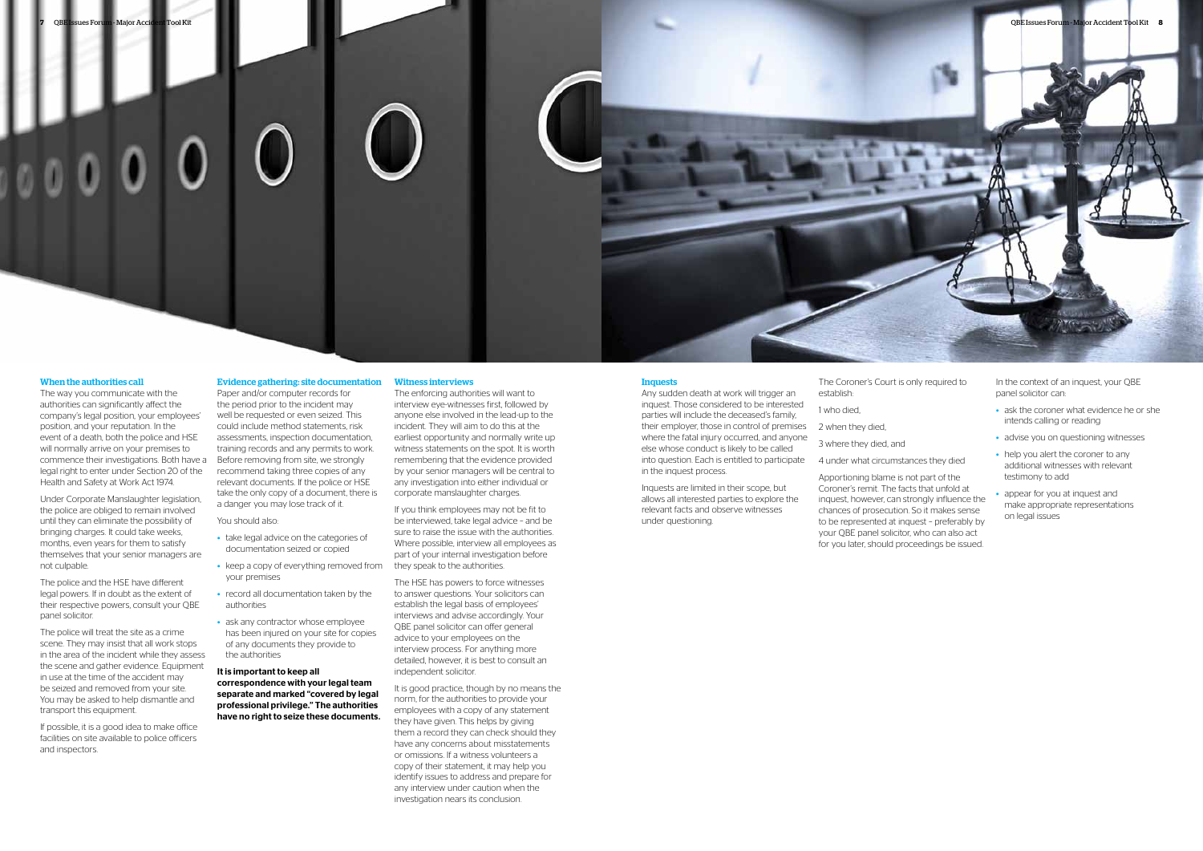## When the authorities call

The way you communicate with the authorities can significantly affect the company's legal position, your employees' position, and your reputation. In the event of a death, both the police and HSE will normally arrive on your premises to commence their investigations. Both have a legal right to enter under Section 20 of the Health and Safety at Work Act 1974.

Under Corporate Manslaughter legislation, the police are obliged to remain involved until they can eliminate the possibility of bringing charges. It could take weeks, months, even years for them to satisfy themselves that your senior managers are not culpable.

The police and the HSE have different legal powers. If in doubt as the extent of their respective powers, consult your QBE panel solicitor.

The police will treat the site as a crime scene. They may insist that all work stops in the area of the incident while they assess the scene and gather evidence. Equipment in use at the time of the accident may be seized and removed from your site. You may be asked to help dismantle and transport this equipment.

If possible, it is a good idea to make office facilities on site available to police officers and inspectors.

## Evidence gathering: site documentation

Paper and/or computer records for the period prior to the incident may well be requested or even seized. This could include method statements, risk assessments, inspection documentation, training records and any permits to work. Before removing from site, we strongly recommend taking three copies of any relevant documents. If the police or HSE take the only copy of a document, there is a danger you may lose track of it.

You should also:

- take legal advice on the categories of documentation seized or copied
- keep a copy of everything removed from your premises
- record all documentation taken by the authorities
- ask any contractor whose employee has been injured on your site for copies of any documents they provide to the authorities

**It is important to keep all correspondence with your legal team separate and marked "covered by legal professional privilege." The authorities have no right to seize these documents.**

## Witness interviews

The enforcing authorities will want to interview eye-witnesses first, followed by anyone else involved in the lead-up to the incident. They will aim to do this at the earliest opportunity and normally write up witness statements on the spot. It is worth remembering that the evidence provided by your senior managers will be central to any investigation into either individual or corporate manslaughter charges.

If you think employees may not be fit to be interviewed, take legal advice – and be sure to raise the issue with the authorities. Where possible, interview all employees as part of your internal investigation before they speak to the authorities.

The HSE has powers to force witnesses to answer questions. Your solicitors can establish the legal basis of employees' interviews and advise accordingly. Your QBE panel solicitor can offer general advice to your employees on the interview process. For anything more detailed, however, it is best to consult an independent solicitor.

It is good practice, though by no means the norm, for the authorities to provide your employees with a copy of any statement they have given. This helps by giving them a record they can check should they have any concerns about misstatements or omissions. If a witness volunteers a copy of their statement, it may help you identify issues to address and prepare for any interview under caution when the investigation nears its conclusion.

## Inquests

Any sudden death at work will trigger an inquest. Those considered to be interested parties will include the deceased's family, their employer, those in control of premises where the fatal injury occurred, and anyone else whose conduct is likely to be called into question. Each is entitled to participate in the inquest process.

Inquests are limited in their scope, but allows all interested parties to explore the relevant facts and observe witnesses under questioning.

The Coroner's Court is only required to establish:

1 who died,

2 when they died,

3 where they died, and

4 under what circumstances they died

Apportioning blame is not part of the Coroner's remit. The facts that unfold at inquest, however, can strongly influence the chances of prosecution. So it makes sense to be represented at inquest – preferably by your QBE panel solicitor, who can also act for you later, should proceedings be issued.

In the context of an inquest, your QBE panel solicitor can:

- ask the coroner what evidence he or she intends calling or reading
- advise you on questioning witnesses
- help you alert the coroner to any additional witnesses with relevant testimony to add
- appear for you at inquest and make appropriate representations on legal issues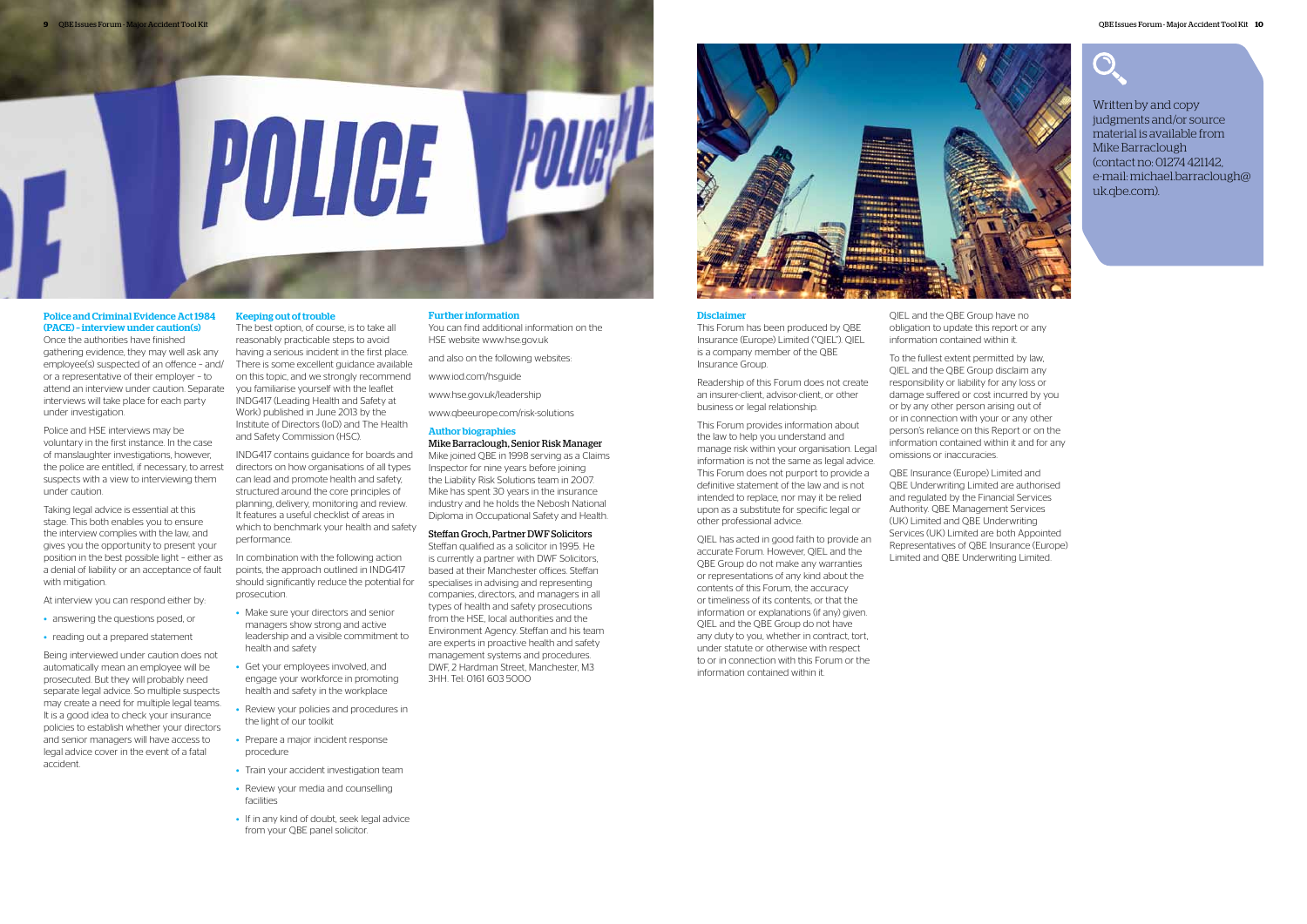## Police and Criminal Evidence Act 1984 (PACE) – interview under caution(s)

Once the authorities have finished gathering evidence, they may well ask any employee(s) suspected of an offence – and/or a representative of their employer – to attend an interview under caution. Separate interviews will take place for each party under investigation.

Police and HSE interviews may be voluntary in the first instance. In the case of manslaughter investigations, however, the police are entitled, if necessary, to arrest suspects with a view to interviewing them under caution.

Taking legal advice is essential at this stage. This both enables you to ensure the interview complies with the law, and gives you the opportunity to present your position in the best possible light – either as a denial of liability or an acceptance of fault with mitigation.

At interview you can respond either by:

- answering the questions posed, or
- reading out a prepared statement

Being interviewed under caution does not automatically mean an employee will be prosecuted. But they will probably need separate legal advice. So multiple suspects may create a need for multiple legal teams. It is a good idea to check your insurance policies to establish whether your directors and senior managers will have access to legal advice cover in the event of a fatal accident.

## Keeping out of trouble

The best option, of course, is to take all reasonably practicable steps to avoid having a serious incident in the first place. There is some excellent guidance available on this topic, and we strongly recommend you familiarise yourself with the leaflet INDG417 (Leading Health and Safety at Work) published in June 2013 by the Institute of Directors (IoD) and The Health and Safety Commission (HSC).

INDG417 contains guidance for boards and directors on how organisations of all types can lead and promote health and safety, structured around the core principles of planning, delivery, monitoring and review. It features a useful checklist of areas in which to benchmark your health and safety performance.

In combination with the following action points, the approach outlined in INDG417 should significantly reduce the potential for prosecution.

- Make sure your directors and senior managers show strong and active leadership and a visible commitment to health and safety
- Get your employees involved, and engage your workforce in promoting health and safety in the workplace
- Review your policies and procedures in the light of our toolkit
- Prepare a major incident response procedure
- Train your accident investigation team
- Review your media and counselling facilities
- If in any kind of doubt, seek legal advice from your QBE panel solicitor.

## Further information

You can find additional information on the HSE website www.hse.gov.uk

and also on the following websites:

www.iod.com/hsguide

www.hse.gov.uk/leadership

www.qbeeurope.com/risk-solutions

## Author biographies

**Mike Barraclough, Senior Risk Manager**

Mike joined QBE in 1998 serving as a Claims Inspector for nine years before joining the Liability Risk Solutions team in 2007. Mike has spent 30 years in the insurance industry and he holds the Nebosh National Diploma in Occupational Safety and Health.

**Steffan Groch, Partner DWF Solicitors**

Steffan qualified as a solicitor in 1995. He is currently a partner with DWF Solicitors, based at their Manchester offices. Steffan specialises in advising and representing companies, directors, and managers in all types of health and safety prosecutions from the HSE, local authorities and the Environment Agency. Steffan and his team are experts in proactive health and safety management systems and procedures. DWF, 2 Hardman Street, Manchester, M3 3HH. Tel: 0161 603 5000

## Disclaimer

This Forum has been produced by QBE Insurance (Europe) Limited ("QIEL"). QIEL is a company member of the QBE Insurance Group.

Readership of this Forum does not create an insurer-client, advisor-client, or other business or legal relationship.

This Forum provides information about the law to help you understand and manage risk within your organisation. Legal information is not the same as legal advice. This Forum does not purport to provide a definitive statement of the law and is not intended to replace, nor may it be relied upon as a substitute for specific legal or other professional advice.

QIEL has acted in good faith to provide an accurate Forum. However, QIEL and the QBE Group do not make any warranties or representations of any kind about the contents of this Forum, the accuracy or timeliness of its contents, or that the information or explanations (if any) given. QIEL and the QBE Group do not have any duty to you, whether in contract, tort, under statute or otherwise with respect to or in connection with this Forum or the information contained within it.

QIEL and the QBE Group have no obligation to update this report or any information contained within it.

To the fullest extent permitted by law, QIEL and the QBE Group disclaim any responsibility or liability for any loss or damage suffered or cost incurred by you or by any other person arising out of or in connection with your or any other person's reliance on this Report or on the information contained within it and for any omissions or inaccuracies.

QBE Insurance (Europe) Limited and QBE Underwriting Limited are authorised and regulated by the Financial Services Authority. QBE Management Services (UK) Limited and QBE Underwriting Services (UK) Limited are both Appointed Representatives of QBE Insurance (Europe) Limited and QBE Underwriting Limited.

Written by and copy judgments and/or source material is available from Mike Barraclough (contact no: 01274 421142, e-mail: michael.barraclough@uk.qbe.com).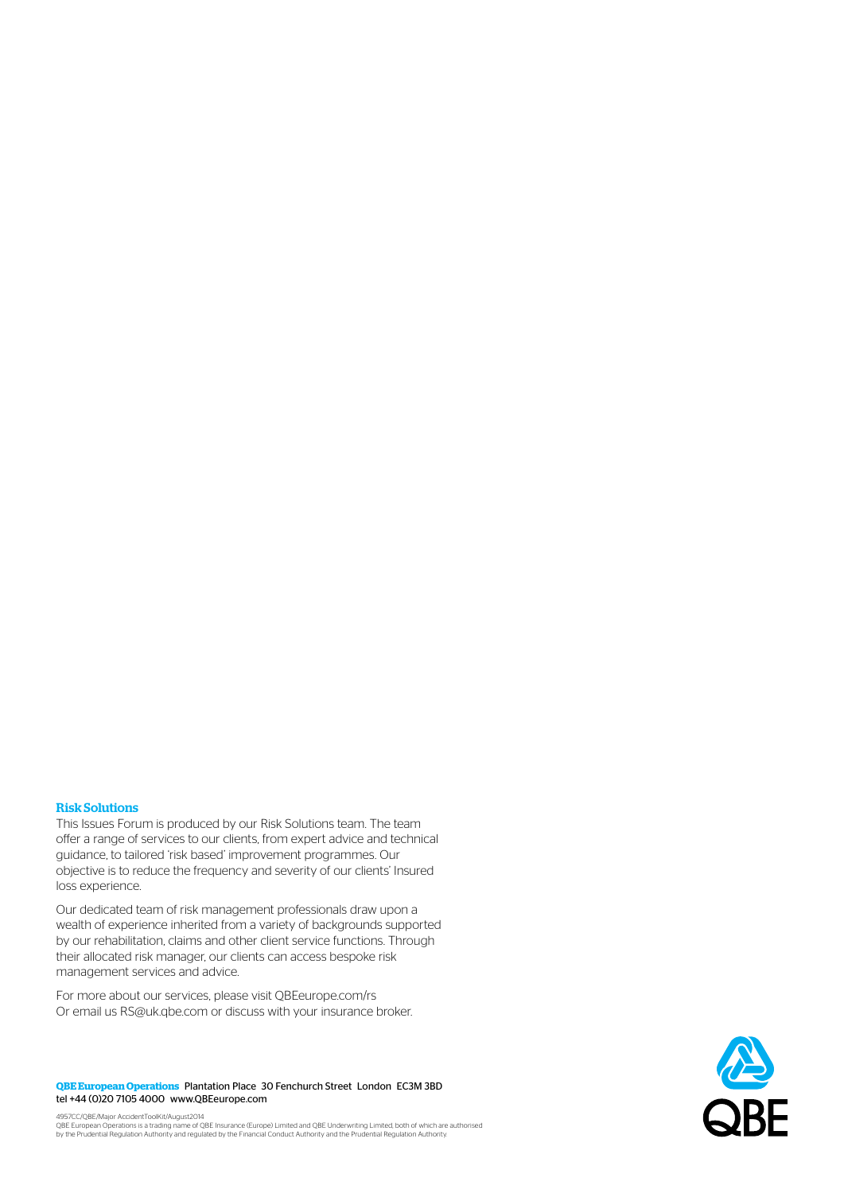## Risk Solutions

This Issues Forum is produced by our Risk Solutions team. The team offer a range of services to our clients, from expert advice and technical guidance, to tailored 'risk based' improvement programmes. Our objective is to reduce the frequency and severity of our clients' Insured loss experience.

Our dedicated team of risk management professionals draw upon a wealth of experience inherited from a variety of backgrounds supported by our rehabilitation, claims and other client service functions. Through their allocated risk manager, our clients can access bespoke risk management services and advice.

For more about our services, please visit QBEeurope.com/rs
Or email us RS@uk.qbe.com or discuss with your insurance broker.

**QBE European Operations** Plantation Place 30 Fenchurch Street London EC3M 3BD
tel +44 (0)20 7105 4000 www.QBEeurope.com

4957CC/QBE/Major AccidentToolKit/August2014
QBE European Operations is a trading name of QBE Insurance (Europe) Limited and QBE Underwriting Limited, both of which are authorised by the Prudential Regulation Authority and regulated by the Financial Conduct Authority and the Prudential Regulation Authority.

QBE